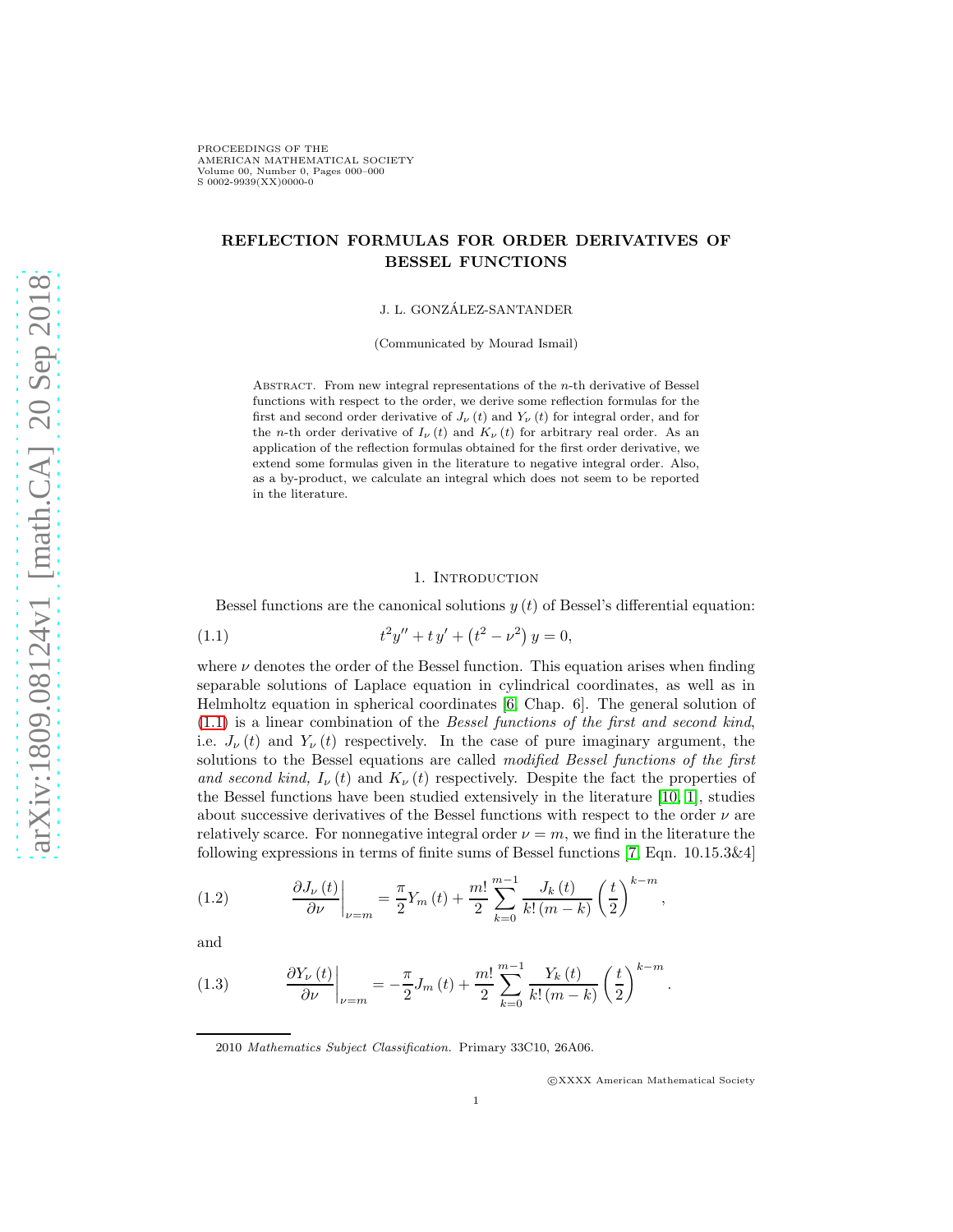# REFLECTION FORMULAS FOR ORDER DERIVATIVES OF BESSEL FUNCTIONS

J. L. GONZÁLEZ-SANTANDER

(Communicated by Mourad Ismail)

Abstract. From new integral representations of the $n$-th derivative of Bessel functions with respect to the order, we derive some reflection formulas for the first and second order derivative of $J_\nu(t)$ and $Y_\nu(t)$ for integral order, and for the $n$-th order derivative of $I_\nu(t)$ and $K_\nu(t)$ for arbitrary real order. As an application of the reflection formulas obtained for the first order derivative, we extend some formulas given in the literature to negative integral order. Also, as a by-product, we calculate an integral which does not seem to be reported in the literature.

## 1. Introduction

Bessel functions are the canonical solutions $y(t)$ of Bessel's differential equation:

$$t^2 y'' + t\,y' + \left(t^2 - \nu^2\right) y = 0, \tag{1.1}$$

where $\nu$ denotes the order of the Bessel function. This equation arises when finding separable solutions of Laplace equation in cylindrical coordinates, as well as in Helmholtz equation in spherical coordinates [6, Chap. 6]. The general solution of (1.1) is a linear combination of the *Bessel functions of the first and second kind*, i.e. $J_\nu(t)$ and $Y_\nu(t)$ respectively. In the case of pure imaginary argument, the solutions to the Bessel equations are called *modified Bessel functions of the first and second kind*, $I_\nu(t)$ and $K_\nu(t)$ respectively. Despite the fact the properties of the Bessel functions have been studied extensively in the literature [10, 1], studies about successive derivatives of the Bessel functions with respect to the order $\nu$ are relatively scarce. For nonnegative integral order $\nu = m$, we find in the literature the following expressions in terms of finite sums of Bessel functions [7, Eqn. 10.15.3&4]

$$\left.\frac{\partial J_\nu(t)}{\partial \nu}\right|_{\nu=m} = \frac{\pi}{2} Y_m(t) + \frac{m!}{2} \sum_{k=0}^{m-1} \frac{J_k(t)}{k!\,(m-k)} \left(\frac{t}{2}\right)^{k-m}, \tag{1.2}$$

and

$$\left.\frac{\partial Y_\nu(t)}{\partial \nu}\right|_{\nu=m} = -\frac{\pi}{2} J_m(t) + \frac{m!}{2} \sum_{k=0}^{m-1} \frac{Y_k(t)}{k!\,(m-k)} \left(\frac{t}{2}\right)^{k-m}. \tag{1.3}$$

2010 *Mathematics Subject Classification.* Primary 33C10, 26A06.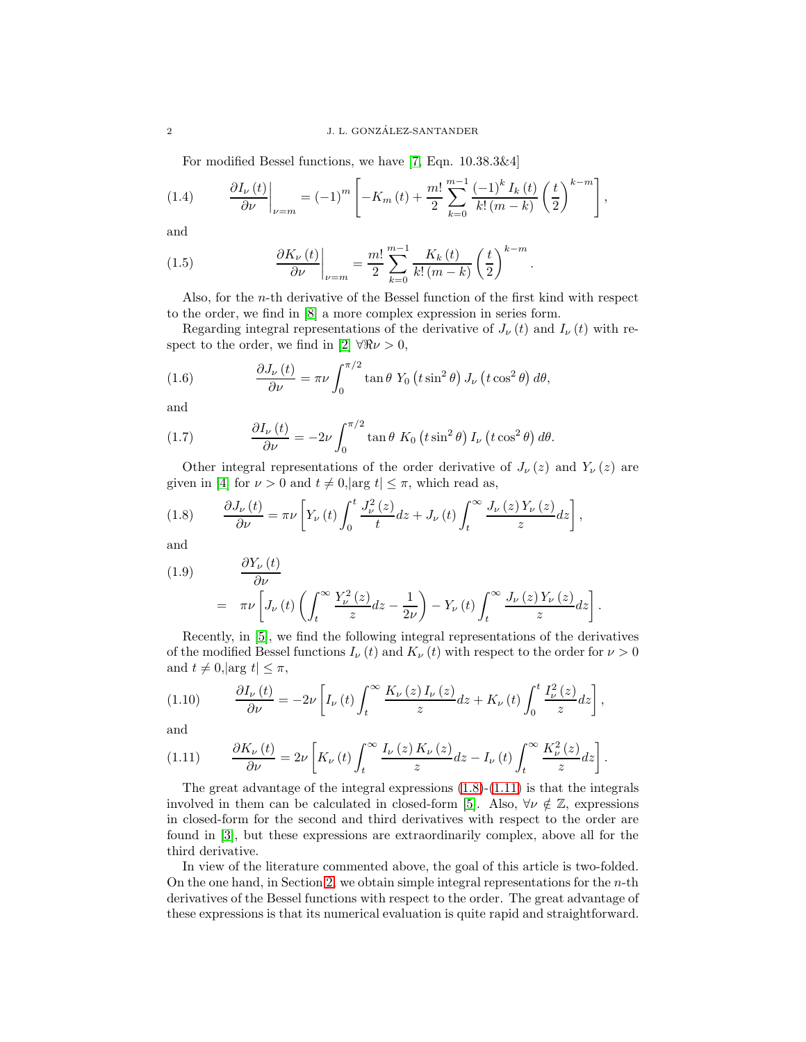For modified Bessel functions, we have [7, Eqn. 10.38.3&4]

$$\left.\frac{\partial I_{\nu}(t)}{\partial \nu}\right|_{\nu=m} = (-1)^{m}\left[-K_{m}(t) + \frac{m!}{2}\sum_{k=0}^{m-1}\frac{(-1)^{k} I_{k}(t)}{k!\,(m-k)}\left(\frac{t}{2}\right)^{k-m}\right], \tag{1.4}$$

and

$$\left.\frac{\partial K_{\nu}(t)}{\partial \nu}\right|_{\nu=m} = \frac{m!}{2}\sum_{k=0}^{m-1}\frac{K_{k}(t)}{k!\,(m-k)}\left(\frac{t}{2}\right)^{k-m}. \tag{1.5}$$

Also, for the $n$-th derivative of the Bessel function of the first kind with respect to the order, we find in [8] a more complex expression in series form.

Regarding integral representations of the derivative of $J_{\nu}(t)$ and $I_{\nu}(t)$ with respect to the order, we find in [2] $\forall \Re\nu > 0$,

$$\frac{\partial J_{\nu}(t)}{\partial \nu} = \pi\nu\int_{0}^{\pi/2}\tan\theta\; Y_{0}\left(t\sin^{2}\theta\right) J_{\nu}\left(t\cos^{2}\theta\right) d\theta, \tag{1.6}$$

and

$$\frac{\partial I_{\nu}(t)}{\partial \nu} = -2\nu\int_{0}^{\pi/2}\tan\theta\; K_{0}\left(t\sin^{2}\theta\right) I_{\nu}\left(t\cos^{2}\theta\right) d\theta. \tag{1.7}$$

Other integral representations of the order derivative of $J_{\nu}(z)$ and $Y_{\nu}(z)$ are given in [4] for $\nu > 0$ and $t \neq 0, |\arg t| \leq \pi$, which read as,

$$\frac{\partial J_{\nu}(t)}{\partial \nu} = \pi\nu\left[Y_{\nu}(t)\int_{0}^{t}\frac{J_{\nu}^{2}(z)}{t}dz + J_{\nu}(t)\int_{t}^{\infty}\frac{J_{\nu}(z)\,Y_{\nu}(z)}{z}dz\right], \tag{1.8}$$

and

$$\frac{\partial Y_{\nu}(t)}{\partial \nu} = \pi\nu\left[J_{\nu}(t)\left(\int_{t}^{\infty}\frac{Y_{\nu}^{2}(z)}{z}dz - \frac{1}{2\nu}\right) - Y_{\nu}(t)\int_{t}^{\infty}\frac{J_{\nu}(z)\,Y_{\nu}(z)}{z}dz\right]. \tag{1.9}$$

Recently, in [5], we find the following integral representations of the derivatives of the modified Bessel functions $I_{\nu}(t)$ and $K_{\nu}(t)$ with respect to the order for $\nu > 0$ and $t \neq 0, |\arg t| \leq \pi$,

$$\frac{\partial I_{\nu}(t)}{\partial \nu} = -2\nu\left[I_{\nu}(t)\int_{t}^{\infty}\frac{K_{\nu}(z)\,I_{\nu}(z)}{z}dz + K_{\nu}(t)\int_{0}^{t}\frac{I_{\nu}^{2}(z)}{z}dz\right], \tag{1.10}$$

and

$$\frac{\partial K_{\nu}(t)}{\partial \nu} = 2\nu\left[K_{\nu}(t)\int_{t}^{\infty}\frac{I_{\nu}(z)\,K_{\nu}(z)}{z}dz - I_{\nu}(t)\int_{t}^{\infty}\frac{K_{\nu}^{2}(z)}{z}dz\right]. \tag{1.11}$$

The great advantage of the integral expressions (1.8)-(1.11) is that the integrals involved in them can be calculated in closed-form [5]. Also, $\forall \nu \notin \mathbb{Z}$, expressions in closed-form for the second and third derivatives with respect to the order are found in [3], but these expressions are extraordinarily complex, above all for the third derivative.

In view of the literature commented above, the goal of this article is two-folded. On the one hand, in Section 2, we obtain simple integral representations for the $n$-th derivatives of the Bessel functions with respect to the order. The great advantage of these expressions is that its numerical evaluation is quite rapid and straightforward.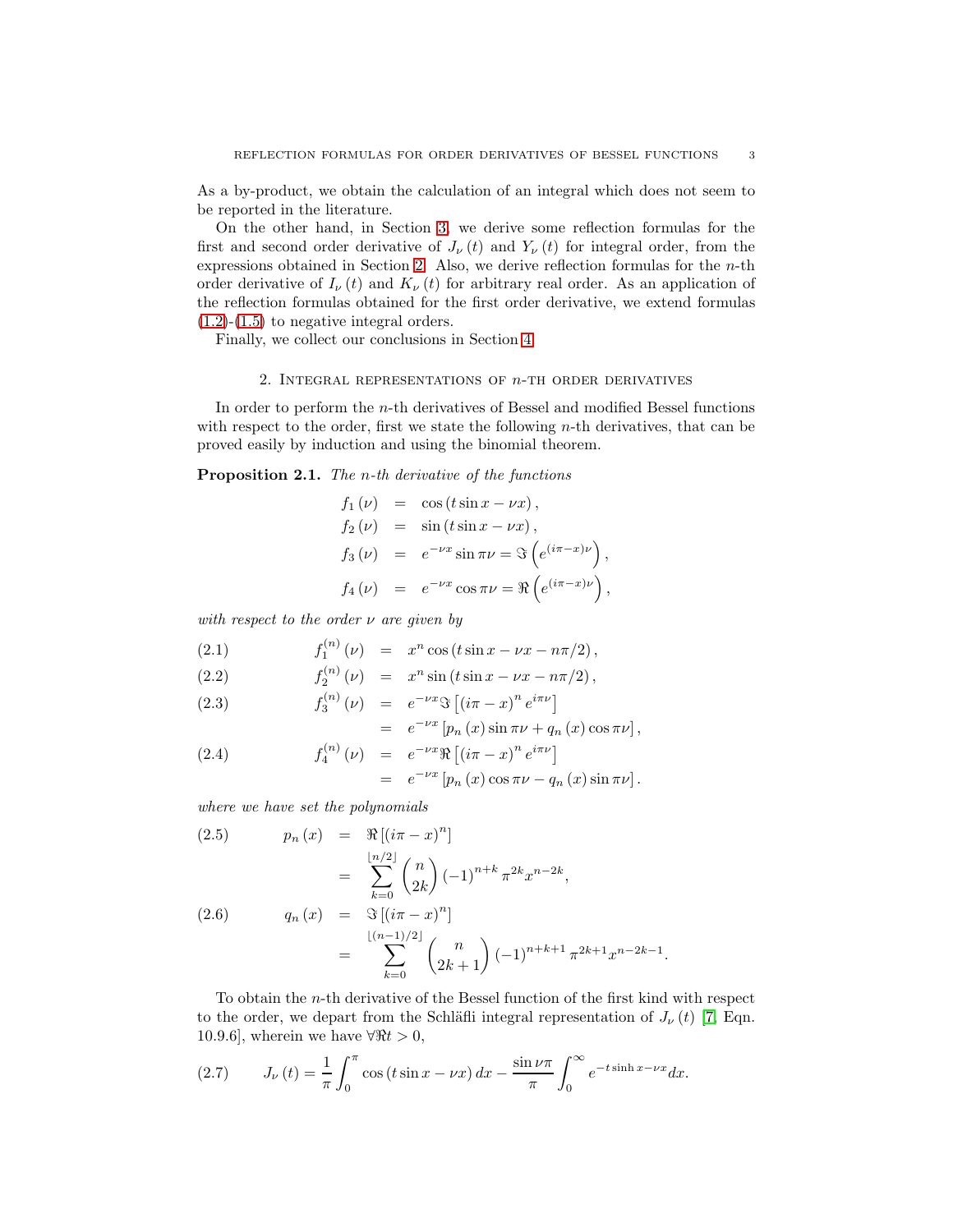As a by-product, we obtain the calculation of an integral which does not seem to be reported in the literature.

On the other hand, in Section 3, we derive some reflection formulas for the first and second order derivative of $J_\nu(t)$ and $Y_\nu(t)$ for integral order, from the expressions obtained in Section 2. Also, we derive reflection formulas for the $n$-th order derivative of $I_\nu(t)$ and $K_\nu(t)$ for arbitrary real order. As an application of the reflection formulas obtained for the first order derivative, we extend formulas (1.2)-(1.5) to negative integral orders.

Finally, we collect our conclusions in Section 4.

## 2. Integral representations of $n$-th order derivatives

In order to perform the $n$-th derivatives of Bessel and modified Bessel functions with respect to the order, first we state the following $n$-th derivatives, that can be proved easily by induction and using the binomial theorem.

**Proposition 2.1.** *The $n$-th derivative of the functions*

$$
\begin{aligned}
f_1(\nu) &= \cos(t\sin x - \nu x), \\
f_2(\nu) &= \sin(t\sin x - \nu x), \\
f_3(\nu) &= e^{-\nu x}\sin\pi\nu = \Im\left(e^{(i\pi - x)\nu}\right), \\
f_4(\nu) &= e^{-\nu x}\cos\pi\nu = \Re\left(e^{(i\pi - x)\nu}\right),
\end{aligned}
$$

*with respect to the order $\nu$ are given by*

$$
f_1^{(n)}(\nu) = x^n \cos(t\sin x - \nu x - n\pi/2), \tag{2.1}
$$

$$
f_2^{(n)}(\nu) = x^n \sin(t\sin x - \nu x - n\pi/2), \tag{2.2}
$$

$$
\begin{aligned}
f_3^{(n)}(\nu) &= e^{-\nu x}\Im\left[(i\pi - x)^n e^{i\pi\nu}\right] \\
&= e^{-\nu x}\left[p_n(x)\sin\pi\nu + q_n(x)\cos\pi\nu\right],
\end{aligned} \tag{2.3}
$$

$$
\begin{aligned}
f_4^{(n)}(\nu) &= e^{-\nu x}\Re\left[(i\pi - x)^n e^{i\pi\nu}\right] \\
&= e^{-\nu x}\left[p_n(x)\cos\pi\nu - q_n(x)\sin\pi\nu\right].
\end{aligned} \tag{2.4}
$$

*where we have set the polynomials*

$$
\begin{aligned}
p_n(x) &= \Re\left[(i\pi - x)^n\right] \\
&= \sum_{k=0}^{\lfloor n/2\rfloor} \binom{n}{2k} (-1)^{n+k} \pi^{2k} x^{n-2k},
\end{aligned} \tag{2.5}
$$

$$
\begin{aligned}
q_n(x) &= \Im\left[(i\pi - x)^n\right] \\
&= \sum_{k=0}^{\lfloor (n-1)/2\rfloor} \binom{n}{2k+1} (-1)^{n+k+1} \pi^{2k+1} x^{n-2k-1}.
\end{aligned} \tag{2.6}
$$

To obtain the $n$-th derivative of the Bessel function of the first kind with respect to the order, we depart from the Schläfli integral representation of $J_\nu(t)$ [7, Eqn. 10.9.6], wherein we have $\forall \Re t > 0$,

$$
J_\nu(t) = \frac{1}{\pi}\int_0^\pi \cos(t\sin x - \nu x)\, dx - \frac{\sin\nu\pi}{\pi}\int_0^\infty e^{-t\sinh x - \nu x} dx. \tag{2.7}
$$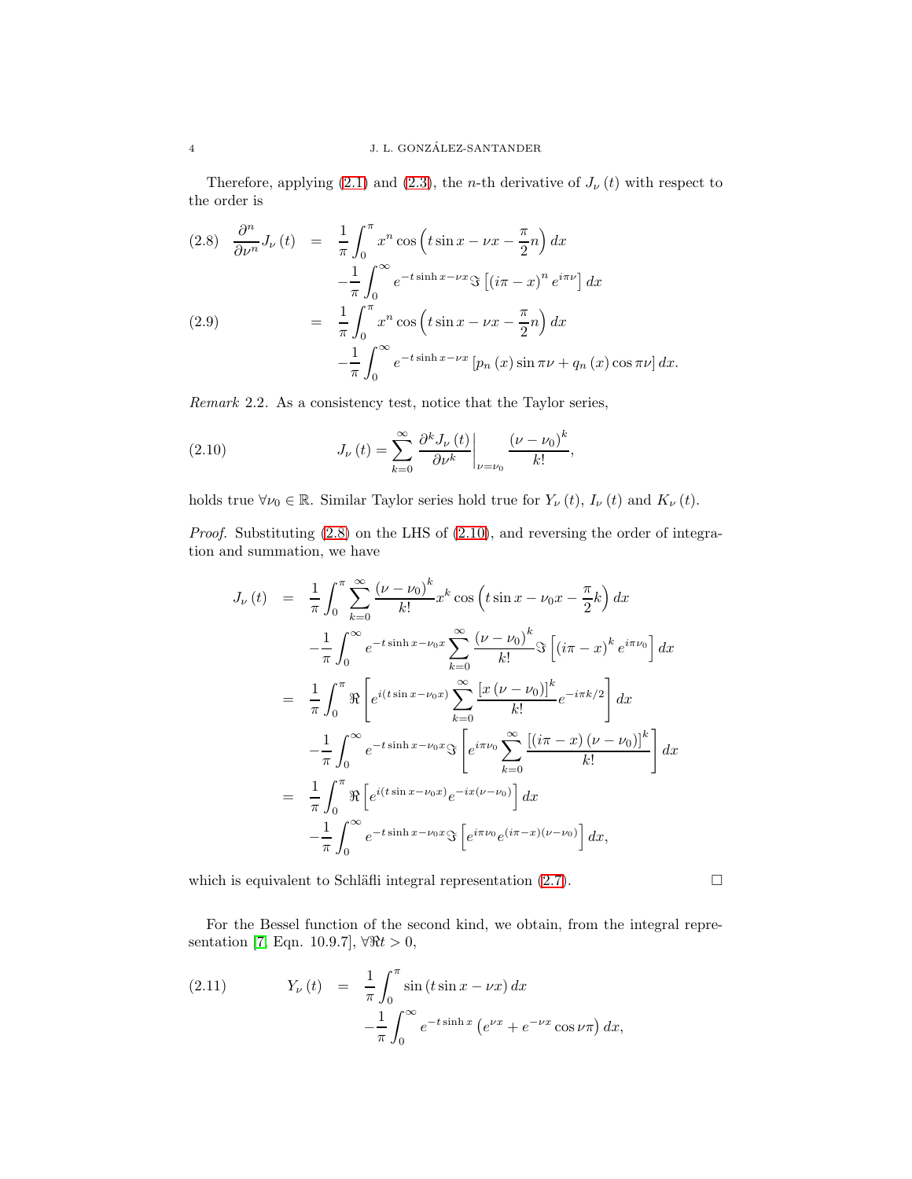Therefore, applying (2.1) and (2.3), the $n$-th derivative of $J_\nu(t)$ with respect to the order is

$$
\begin{aligned}
\frac{\partial^n}{\partial \nu^n} J_\nu(t) &= \frac{1}{\pi}\int_0^\pi x^n \cos\left(t\sin x - \nu x - \frac{\pi}{2}n\right)dx \\
&\quad -\frac{1}{\pi}\int_0^\infty e^{-t\sinh x - \nu x}\,\Im\left[(i\pi - x)^n e^{i\pi\nu}\right]dx \qquad (2.8)\\
&= \frac{1}{\pi}\int_0^\pi x^n \cos\left(t\sin x - \nu x - \frac{\pi}{2}n\right)dx \\
&\quad -\frac{1}{\pi}\int_0^\infty e^{-t\sinh x - \nu x}\left[p_n(x)\sin\pi\nu + q_n(x)\cos\pi\nu\right]dx. \qquad (2.9)
\end{aligned}
$$

*Remark* 2.2. As a consistency test, notice that the Taylor series,

$$
J_\nu(t) = \sum_{k=0}^\infty \left.\frac{\partial^k J_\nu(t)}{\partial \nu^k}\right|_{\nu=\nu_0} \frac{(\nu-\nu_0)^k}{k!}, \qquad (2.10)
$$

holds true $\forall \nu_0 \in \mathbb{R}$. Similar Taylor series hold true for $Y_\nu(t)$, $I_\nu(t)$ and $K_\nu(t)$.

*Proof.* Substituting (2.8) on the LHS of (2.10), and reversing the order of integration and summation, we have

$$
\begin{aligned}
J_\nu(t) &= \frac{1}{\pi}\int_0^\pi \sum_{k=0}^\infty \frac{(\nu-\nu_0)^k}{k!} x^k \cos\left(t\sin x - \nu_0 x - \frac{\pi}{2}k\right)dx \\
&\quad -\frac{1}{\pi}\int_0^\infty e^{-t\sinh x - \nu_0 x}\sum_{k=0}^\infty \frac{(\nu-\nu_0)^k}{k!}\Im\left[(i\pi - x)^k e^{i\pi\nu_0}\right]dx \\
&= \frac{1}{\pi}\int_0^\pi \Re\left[e^{i(t\sin x - \nu_0 x)}\sum_{k=0}^\infty \frac{\left[x(\nu-\nu_0)\right]^k}{k!}e^{-i\pi k/2}\right]dx \\
&\quad -\frac{1}{\pi}\int_0^\infty e^{-t\sinh x - \nu_0 x}\,\Im\left[e^{i\pi\nu_0}\sum_{k=0}^\infty \frac{\left[(i\pi - x)(\nu-\nu_0)\right]^k}{k!}\right]dx \\
&= \frac{1}{\pi}\int_0^\pi \Re\left[e^{i(t\sin x - \nu_0 x)}e^{-ix(\nu-\nu_0)}\right]dx \\
&\quad -\frac{1}{\pi}\int_0^\infty e^{-t\sinh x - \nu_0 x}\,\Im\left[e^{i\pi\nu_0}e^{(i\pi - x)(\nu-\nu_0)}\right]dx,
\end{aligned}
$$

which is equivalent to Schläfli integral representation (2.7). □

For the Bessel function of the second kind, we obtain, from the integral representation [7, Eqn. 10.9.7], $\forall \Re t > 0$,

$$
\begin{aligned}
Y_\nu(t) &= \frac{1}{\pi}\int_0^\pi \sin(t\sin x - \nu x)\,dx \\
&\quad -\frac{1}{\pi}\int_0^\infty e^{-t\sinh x}\left(e^{\nu x} + e^{-\nu x}\cos\nu\pi\right)dx,
\end{aligned} \qquad (2.11)
$$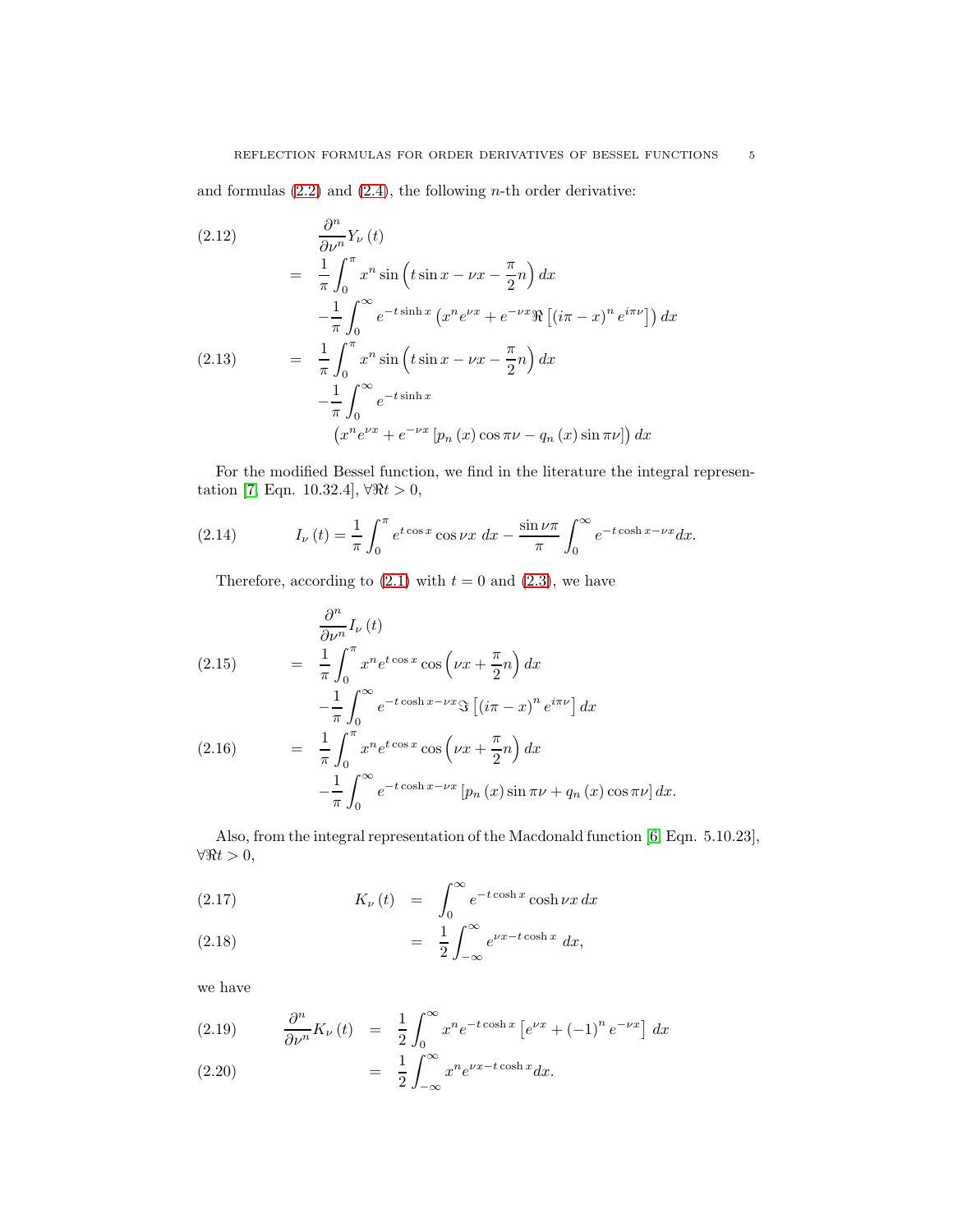and formulas (2.2) and (2.4), the following $n$-th order derivative:

$$
\begin{aligned}
&\frac{\partial^n}{\partial \nu^n} Y_\nu(t) \\
&= \frac{1}{\pi}\int_0^\pi x^n \sin\left(t\sin x - \nu x - \frac{\pi}{2}n\right) dx \\
&\quad -\frac{1}{\pi}\int_0^\infty e^{-t\sinh x}\left(x^n e^{\nu x} + e^{-\nu x}\Re\left[(i\pi - x)^n e^{i\pi\nu}\right]\right) dx \qquad (2.12)\\
&= \frac{1}{\pi}\int_0^\pi x^n \sin\left(t\sin x - \nu x - \frac{\pi}{2}n\right) dx \\
&\quad -\frac{1}{\pi}\int_0^\infty e^{-t\sinh x} \\
&\quad \left(x^n e^{\nu x} + e^{-\nu x}\left[p_n(x)\cos\pi\nu - q_n(x)\sin\pi\nu\right]\right) dx \qquad (2.13)
\end{aligned}
$$

For the modified Bessel function, we find in the literature the integral representation [7, Eqn. 10.32.4], $\forall \Re t > 0$,

$$
I_\nu(t) = \frac{1}{\pi}\int_0^\pi e^{t\cos x}\cos\nu x\, dx - \frac{\sin\nu\pi}{\pi}\int_0^\infty e^{-t\cosh x - \nu x} dx. \qquad (2.14)
$$

Therefore, according to (2.1) with $t = 0$ and (2.3), we have

$$
\begin{aligned}
&\frac{\partial^n}{\partial \nu^n} I_\nu(t) \\
&= \frac{1}{\pi}\int_0^\pi x^n e^{t\cos x}\cos\left(\nu x + \frac{\pi}{2}n\right) dx \\
&\quad -\frac{1}{\pi}\int_0^\infty e^{-t\cosh x - \nu x}\Im\left[(i\pi - x)^n e^{i\pi\nu}\right] dx \qquad (2.15)\\
&= \frac{1}{\pi}\int_0^\pi x^n e^{t\cos x}\cos\left(\nu x + \frac{\pi}{2}n\right) dx \\
&\quad -\frac{1}{\pi}\int_0^\infty e^{-t\cosh x - \nu x}\left[p_n(x)\sin\pi\nu + q_n(x)\cos\pi\nu\right] dx. \qquad (2.16)
\end{aligned}
$$

Also, from the integral representation of the Macdonald function [6, Eqn. 5.10.23], $\forall \Re t > 0$,

$$
\begin{aligned}
K_\nu(t) &= \int_0^\infty e^{-t\cosh x}\cosh\nu x\, dx \qquad (2.17)\\
&= \frac{1}{2}\int_{-\infty}^\infty e^{\nu x - t\cosh x}\, dx, \qquad (2.18)
\end{aligned}
$$

we have

$$
\begin{aligned}
\frac{\partial^n}{\partial \nu^n} K_\nu(t) &= \frac{1}{2}\int_0^\infty x^n e^{-t\cosh x}\left[e^{\nu x} + (-1)^n e^{-\nu x}\right] dx \qquad (2.19)\\
&= \frac{1}{2}\int_{-\infty}^\infty x^n e^{\nu x - t\cosh x} dx. \qquad (2.20)
\end{aligned}
$$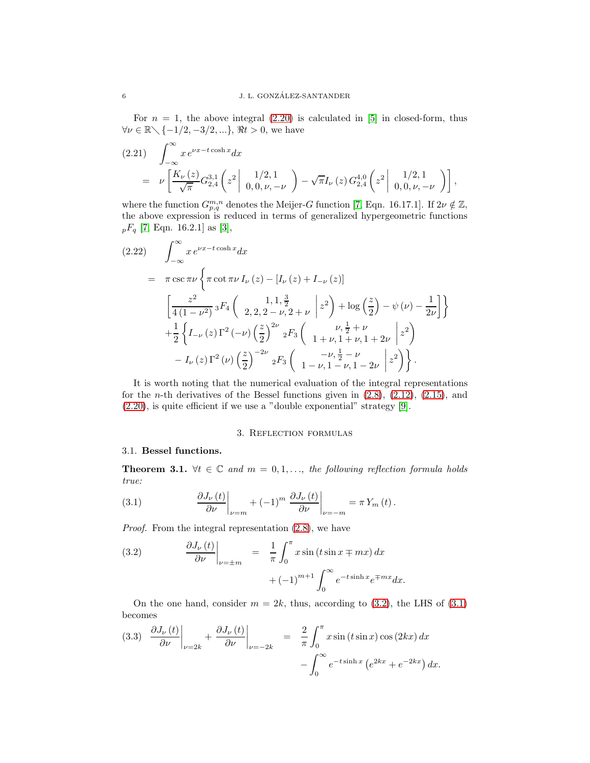For $n=1$, the above integral (2.20) is calculated in [5] in closed-form, thus $\forall\nu\in\mathbb{R}\setminus\{-1/2,-3/2,...\}$, $\Re t>0$, we have

$$
\begin{aligned}
(2.21)\quad & \int_{-\infty}^{\infty} x\, e^{\nu x - t\cosh x} dx \\
&= \nu\left[\frac{K_\nu(z)}{\sqrt{\pi}} G_{2,4}^{3,1}\left(z^2\left|\begin{array}{c}1/2,1\\0,0,\nu,-\nu\end{array}\right.\right) - \sqrt{\pi} I_\nu(z)\, G_{2,4}^{4,0}\left(z^2\left|\begin{array}{c}1/2,1\\0,0,\nu,-\nu\end{array}\right.\right)\right],
\end{aligned}
$$

where the function $G_{p,q}^{m,n}$ denotes the Meijer-$G$ function [7, Eqn. 16.17.1]. If $2\nu\notin\mathbb{Z}$, the above expression is reduced in terms of generalized hypergeometric functions ${}_pF_q$ [7, Eqn. 16.2.1] as [3],

$$
\begin{aligned}
(2.22)\quad & \int_{-\infty}^{\infty} x\, e^{\nu x - t\cosh x} dx \\
=\ & \pi\csc\pi\nu\left\{\pi\cot\pi\nu\, I_\nu(z) - \left[I_\nu(z)+I_{-\nu}(z)\right]\right. \\
& \left.\left[\frac{z^2}{4(1-\nu^2)}\, {}_3F_4\left(\begin{array}{c}1,1,\frac{3}{2}\\2,2,2-\nu,2+\nu\end{array}\left|z^2\right.\right) + \log\left(\frac{z}{2}\right) - \psi(\nu) - \frac{1}{2\nu}\right]\right\} \\
& +\frac{1}{2}\left\{I_{-\nu}(z)\,\Gamma^2(-\nu)\left(\frac{z}{2}\right)^{2\nu} {}_2F_3\left(\begin{array}{c}\nu,\frac{1}{2}+\nu\\1+\nu,1+\nu,1+2\nu\end{array}\left|z^2\right.\right)\right. \\
& \left. - I_\nu(z)\,\Gamma^2(\nu)\left(\frac{z}{2}\right)^{-2\nu} {}_2F_3\left(\begin{array}{c}-\nu,\frac{1}{2}-\nu\\1-\nu,1-\nu,1-2\nu\end{array}\left|z^2\right.\right)\right\}.
\end{aligned}
$$

It is worth noting that the numerical evaluation of the integral representations for the $n$-th derivatives of the Bessel functions given in (2.8), (2.12), (2.15), and (2.20), is quite efficient if we use a "double exponential" strategy [9].

## 3. Reflection formulas

### 3.1. Bessel functions.

**Theorem 3.1.** *$\forall t\in\mathbb{C}$ and $m=0,1,\ldots$, the following reflection formula holds true:*

$$
(3.1)\qquad \left.\frac{\partial J_\nu(t)}{\partial\nu}\right|_{\nu=m} + (-1)^m \left.\frac{\partial J_\nu(t)}{\partial\nu}\right|_{\nu=-m} = \pi\, Y_m(t).
$$

*Proof.* From the integral representation (2.8), we have

$$
\begin{aligned}
(3.2)\qquad \left.\frac{\partial J_\nu(t)}{\partial\nu}\right|_{\nu=\pm m} &= \frac{1}{\pi}\int_0^\pi x\sin(t\sin x\mp mx)\,dx \\
&\quad +(-1)^{m+1}\int_0^\infty e^{-t\sinh x} e^{\mp mx} dx.
\end{aligned}
$$

On the one hand, consider $m=2k$, thus, according to (3.2), the LHS of (3.1) becomes

$$
\begin{aligned}
(3.3)\quad \left.\frac{\partial J_\nu(t)}{\partial\nu}\right|_{\nu=2k} + \left.\frac{\partial J_\nu(t)}{\partial\nu}\right|_{\nu=-2k} &= \frac{2}{\pi}\int_0^\pi x\sin(t\sin x)\cos(2kx)\,dx \\
&\quad -\int_0^\infty e^{-t\sinh x}\left(e^{2kx}+e^{-2kx}\right)dx.
\end{aligned}
$$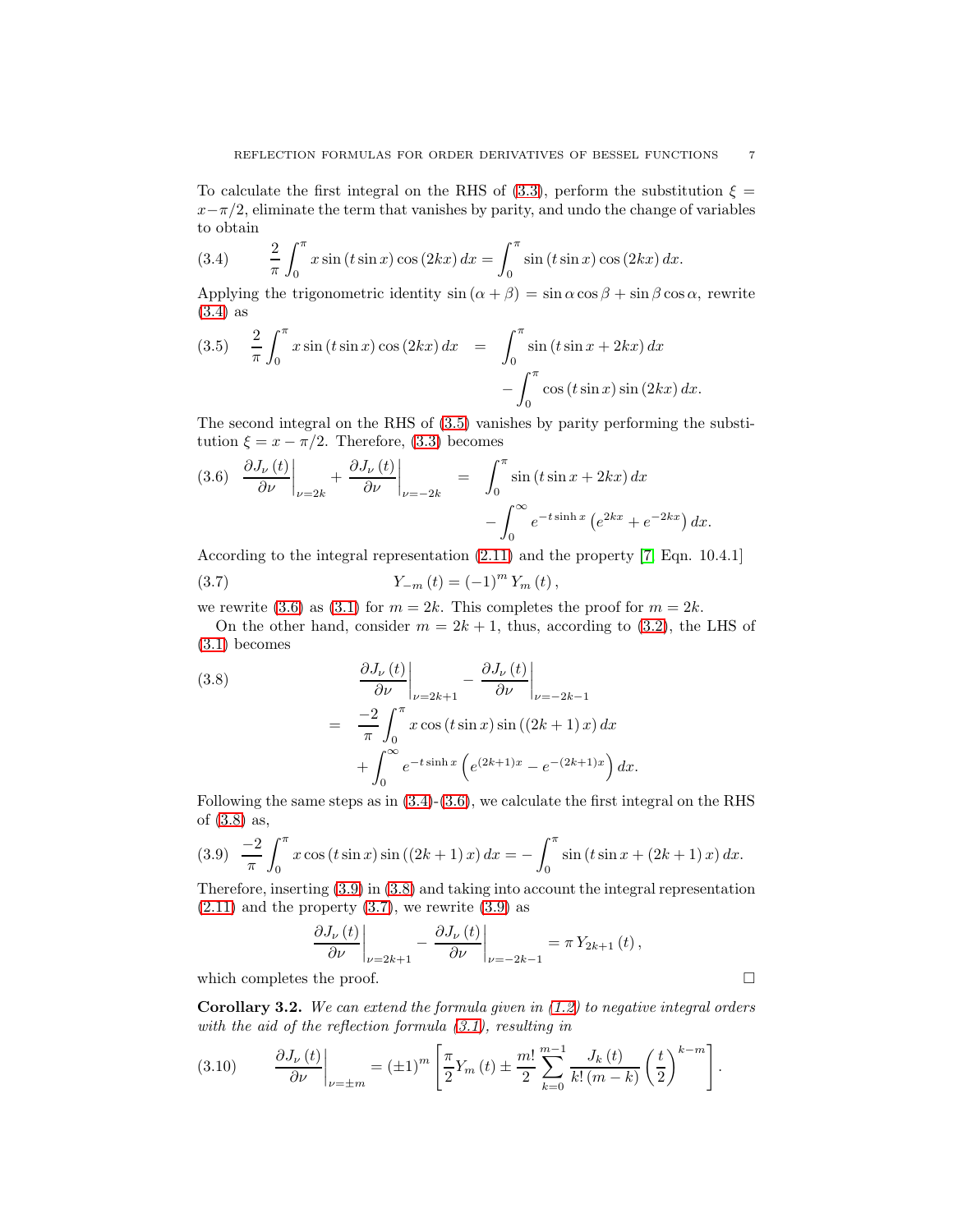To calculate the first integral on the RHS of (3.3), perform the substitution $\xi = x - \pi/2$, eliminate the term that vanishes by parity, and undo the change of variables to obtain

$$\frac{2}{\pi}\int_0^{\pi} x \sin(t\sin x)\cos(2kx)\,dx = \int_0^{\pi}\sin(t\sin x)\cos(2kx)\,dx. \tag{3.4}$$

Applying the trigonometric identity $\sin(\alpha+\beta) = \sin\alpha\cos\beta + \sin\beta\cos\alpha$, rewrite (3.4) as

$$\begin{aligned}\frac{2}{\pi}\int_0^{\pi} x \sin(t\sin x)\cos(2kx)\,dx &= \int_0^{\pi}\sin(t\sin x + 2kx)\,dx \\ &\quad - \int_0^{\pi}\cos(t\sin x)\sin(2kx)\,dx.\end{aligned} \tag{3.5}$$

The second integral on the RHS of (3.5) vanishes by parity performing the substitution $\xi = x - \pi/2$. Therefore, (3.3) becomes

$$\begin{aligned}\left.\frac{\partial J_\nu(t)}{\partial \nu}\right|_{\nu=2k} + \left.\frac{\partial J_\nu(t)}{\partial \nu}\right|_{\nu=-2k} &= \int_0^{\pi}\sin(t\sin x + 2kx)\,dx \\ &\quad - \int_0^{\infty} e^{-t\sinh x}\left(e^{2kx} + e^{-2kx}\right)dx.\end{aligned} \tag{3.6}$$

According to the integral representation (2.11) and the property [7, Eqn. 10.4.1]

$$Y_{-m}(t) = (-1)^m\, Y_m(t), \tag{3.7}$$

we rewrite (3.6) as (3.1) for $m = 2k$. This completes the proof for $m = 2k$.

On the other hand, consider $m = 2k+1$, thus, according to (3.2), the LHS of (3.1) becomes

$$\begin{aligned}&\left.\frac{\partial J_\nu(t)}{\partial \nu}\right|_{\nu=2k+1} - \left.\frac{\partial J_\nu(t)}{\partial \nu}\right|_{\nu=-2k-1} \\ &= \frac{-2}{\pi}\int_0^{\pi} x\cos(t\sin x)\sin((2k+1)x)\,dx \\ &\quad + \int_0^{\infty} e^{-t\sinh x}\left(e^{(2k+1)x} - e^{-(2k+1)x}\right)dx.\end{aligned} \tag{3.8}$$

Following the same steps as in (3.4)-(3.6), we calculate the first integral on the RHS of (3.8) as,

$$\frac{-2}{\pi}\int_0^{\pi} x\cos(t\sin x)\sin((2k+1)x)\,dx = -\int_0^{\pi}\sin(t\sin x + (2k+1)x)\,dx. \tag{3.9}$$

Therefore, inserting (3.9) in (3.8) and taking into account the integral representation (2.11) and the property (3.7), we rewrite (3.9) as

$$\left.\frac{\partial J_\nu(t)}{\partial \nu}\right|_{\nu=2k+1} - \left.\frac{\partial J_\nu(t)}{\partial \nu}\right|_{\nu=-2k-1} = \pi\, Y_{2k+1}(t),$$

which completes the proof. □

**Corollary 3.2.** *We can extend the formula given in (1.2) to negative integral orders with the aid of the reflection formula (3.1), resulting in*

$$\left.\frac{\partial J_\nu(t)}{\partial \nu}\right|_{\nu=\pm m} = (\pm 1)^m\left[\frac{\pi}{2}Y_m(t) \pm \frac{m!}{2}\sum_{k=0}^{m-1}\frac{J_k(t)}{k!\,(m-k)}\left(\frac{t}{2}\right)^{k-m}\right]. \tag{3.10}$$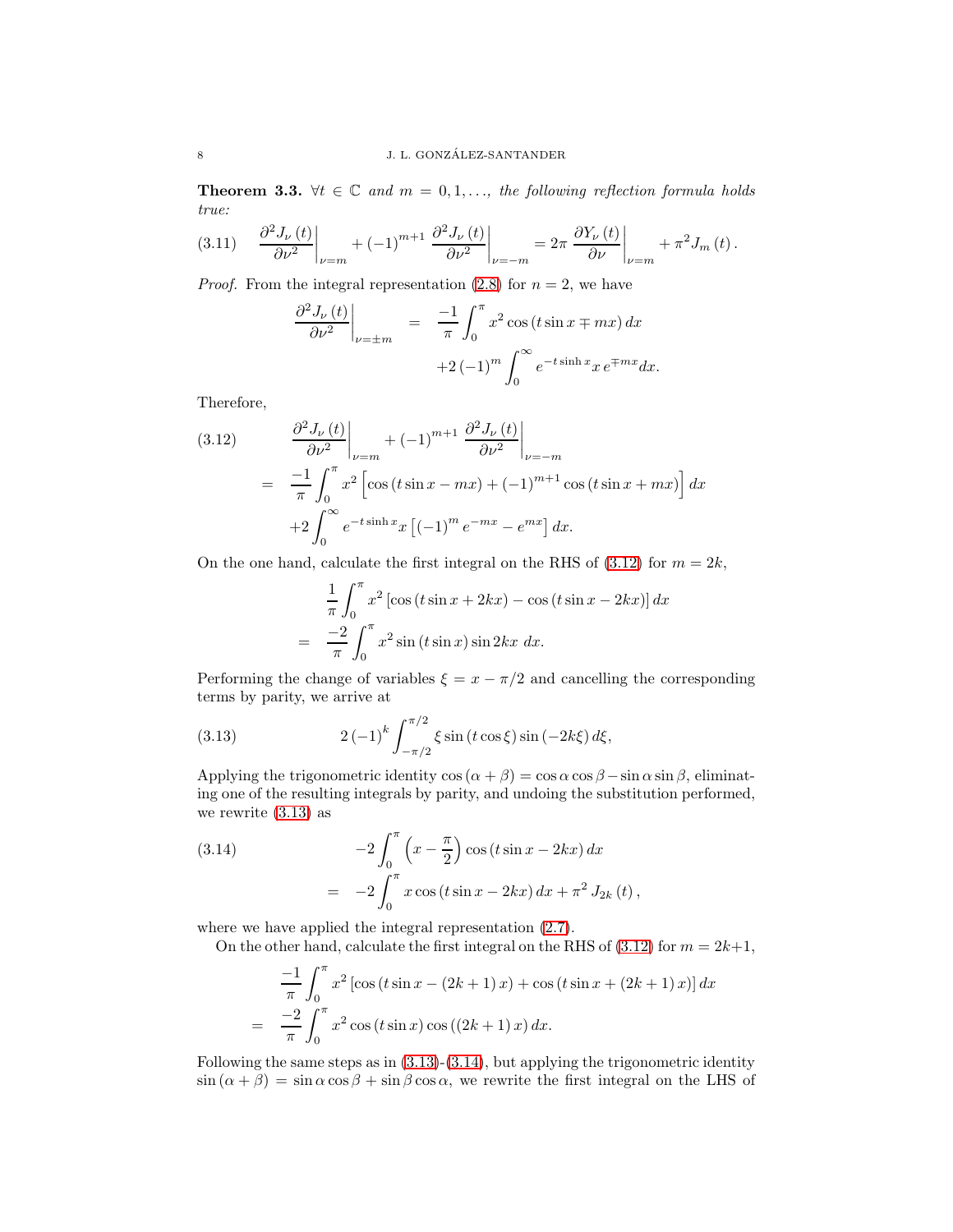**Theorem 3.3.** *$\forall t\in\mathbb{C}$ and $m=0,1,\ldots$, the following reflection formula holds true:*

$$\left.\frac{\partial^2 J_\nu(t)}{\partial\nu^2}\right|_{\nu=m}+(-1)^{m+1}\left.\frac{\partial^2 J_\nu(t)}{\partial\nu^2}\right|_{\nu=-m}=2\pi\left.\frac{\partial Y_\nu(t)}{\partial\nu}\right|_{\nu=m}+\pi^2 J_m(t). \tag{3.11}$$

*Proof.* From the integral representation (2.8) for $n=2$, we have

$$\begin{aligned}\left.\frac{\partial^2 J_\nu(t)}{\partial\nu^2}\right|_{\nu=\pm m} &= \frac{-1}{\pi}\int_0^\pi x^2\cos(t\sin x\mp mx)\,dx\\ &\quad+2(-1)^m\int_0^\infty e^{-t\sinh x}x\,e^{\mp mx}dx.\end{aligned}$$

Therefore,

$$\begin{aligned}&\left.\frac{\partial^2 J_\nu(t)}{\partial\nu^2}\right|_{\nu=m}+(-1)^{m+1}\left.\frac{\partial^2 J_\nu(t)}{\partial\nu^2}\right|_{\nu=-m}\\ =\;&\frac{-1}{\pi}\int_0^\pi x^2\left[\cos(t\sin x-mx)+(-1)^{m+1}\cos(t\sin x+mx)\right]dx\\ &+2\int_0^\infty e^{-t\sinh x}x\left[(-1)^m e^{-mx}-e^{mx}\right]dx.\end{aligned}\tag{3.12}$$

On the one hand, calculate the first integral on the RHS of (3.12) for $m=2k$,

$$\begin{aligned}&\frac{1}{\pi}\int_0^\pi x^2\left[\cos(t\sin x+2kx)-\cos(t\sin x-2kx)\right]dx\\ =\;&\frac{-2}{\pi}\int_0^\pi x^2\sin(t\sin x)\sin 2kx\;dx.\end{aligned}$$

Performing the change of variables $\xi=x-\pi/2$ and cancelling the corresponding terms by parity, we arrive at

$$2(-1)^k\int_{-\pi/2}^{\pi/2}\xi\sin(t\cos\xi)\sin(-2k\xi)\,d\xi,\tag{3.13}$$

Applying the trigonometric identity $\cos(\alpha+\beta)=\cos\alpha\cos\beta-\sin\alpha\sin\beta$, eliminating one of the resulting integrals by parity, and undoing the substitution performed, we rewrite (3.13) as

$$\begin{aligned}&-2\int_0^\pi\left(x-\frac{\pi}{2}\right)\cos(t\sin x-2kx)\,dx\\ =\;&-2\int_0^\pi x\cos(t\sin x-2kx)\,dx+\pi^2 J_{2k}(t),\end{aligned}\tag{3.14}$$

where we have applied the integral representation (2.7).

On the other hand, calculate the first integral on the RHS of (3.12) for $m=2k+1$,

$$\begin{aligned}&\frac{-1}{\pi}\int_0^\pi x^2\left[\cos(t\sin x-(2k+1)x)+\cos(t\sin x+(2k+1)x)\right]dx\\ =\;&\frac{-2}{\pi}\int_0^\pi x^2\cos(t\sin x)\cos((2k+1)x)\,dx.\end{aligned}$$

Following the same steps as in (3.13)-(3.14), but applying the trigonometric identity $\sin(\alpha+\beta)=\sin\alpha\cos\beta+\sin\beta\cos\alpha$, we rewrite the first integral on the LHS of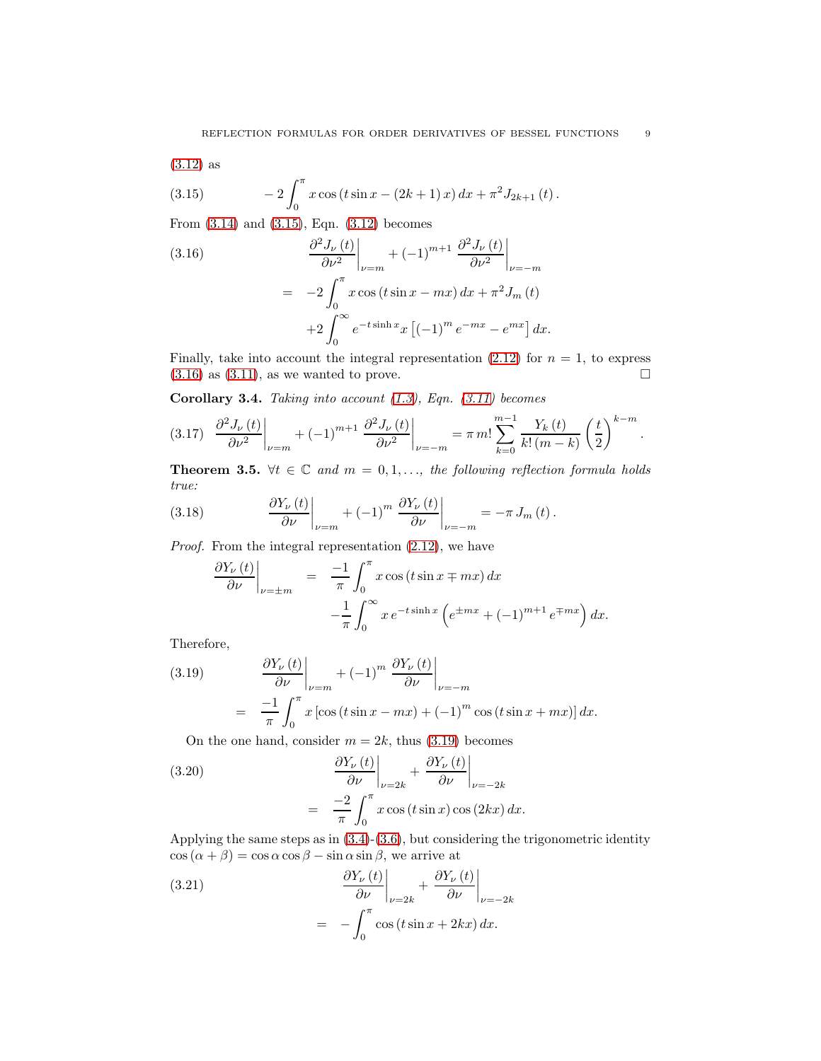(3.12) as

$$-2\int_0^\pi x\cos\left(t\sin x-(2k+1)\,x\right)dx+\pi^2 J_{2k+1}\left(t\right). \tag{3.15}$$

From (3.14) and (3.15), Eqn. (3.12) becomes

$$\begin{aligned}\left.\frac{\partial^2 J_\nu\left(t\right)}{\partial\nu^2}\right|_{\nu=m}+(-1)^{m+1}\left.\frac{\partial^2 J_\nu\left(t\right)}{\partial\nu^2}\right|_{\nu=-m} &= -2\int_0^\pi x\cos\left(t\sin x-mx\right)dx+\pi^2 J_m\left(t\right)\\ &\quad +2\int_0^\infty e^{-t\sinh x}x\left[(-1)^m e^{-mx}-e^{mx}\right]dx.\end{aligned} \tag{3.16}$$

Finally, take into account the integral representation (2.12) for $n=1$, to express (3.16) as (3.11), as we wanted to prove. □

**Corollary 3.4.** *Taking into account (1.3), Eqn. (3.11) becomes*

$$\left.\frac{\partial^2 J_\nu\left(t\right)}{\partial\nu^2}\right|_{\nu=m}+(-1)^{m+1}\left.\frac{\partial^2 J_\nu\left(t\right)}{\partial\nu^2}\right|_{\nu=-m}=\pi\, m!\sum_{k=0}^{m-1}\frac{Y_k\left(t\right)}{k!\,(m-k)}\left(\frac{t}{2}\right)^{k-m}. \tag{3.17}$$

**Theorem 3.5.** *$\forall t\in\mathbb{C}$ and $m=0,1,\ldots,$ the following reflection formula holds true:*

$$\left.\frac{\partial Y_\nu\left(t\right)}{\partial\nu}\right|_{\nu=m}+(-1)^m\left.\frac{\partial Y_\nu\left(t\right)}{\partial\nu}\right|_{\nu=-m}=-\pi\, J_m\left(t\right). \tag{3.18}$$

*Proof.* From the integral representation (2.12), we have

$$\begin{aligned}\left.\frac{\partial Y_\nu\left(t\right)}{\partial\nu}\right|_{\nu=\pm m} &= \frac{-1}{\pi}\int_0^\pi x\cos\left(t\sin x\mp mx\right)dx\\ &\quad -\frac{1}{\pi}\int_0^\infty x\,e^{-t\sinh x}\left(e^{\pm mx}+(-1)^{m+1}e^{\mp mx}\right)dx.\end{aligned}$$

Therefore,

$$\begin{aligned}&\left.\frac{\partial Y_\nu\left(t\right)}{\partial\nu}\right|_{\nu=m}+(-1)^m\left.\frac{\partial Y_\nu\left(t\right)}{\partial\nu}\right|_{\nu=-m}\\ &= \frac{-1}{\pi}\int_0^\pi x\left[\cos\left(t\sin x-mx\right)+(-1)^m\cos\left(t\sin x+mx\right)\right]dx.\end{aligned} \tag{3.19}$$

On the one hand, consider $m=2k$, thus (3.19) becomes

$$\begin{aligned}&\left.\frac{\partial Y_\nu\left(t\right)}{\partial\nu}\right|_{\nu=2k}+\left.\frac{\partial Y_\nu\left(t\right)}{\partial\nu}\right|_{\nu=-2k}\\ &= \frac{-2}{\pi}\int_0^\pi x\cos\left(t\sin x\right)\cos\left(2kx\right)dx.\end{aligned} \tag{3.20}$$

Applying the same steps as in (3.4)-(3.6), but considering the trigonometric identity $\cos\left(\alpha+\beta\right)=\cos\alpha\cos\beta-\sin\alpha\sin\beta$, we arrive at

$$\begin{aligned}&\left.\frac{\partial Y_\nu\left(t\right)}{\partial\nu}\right|_{\nu=2k}+\left.\frac{\partial Y_\nu\left(t\right)}{\partial\nu}\right|_{\nu=-2k}\\ &= -\int_0^\pi \cos\left(t\sin x+2kx\right)dx.\end{aligned} \tag{3.21}$$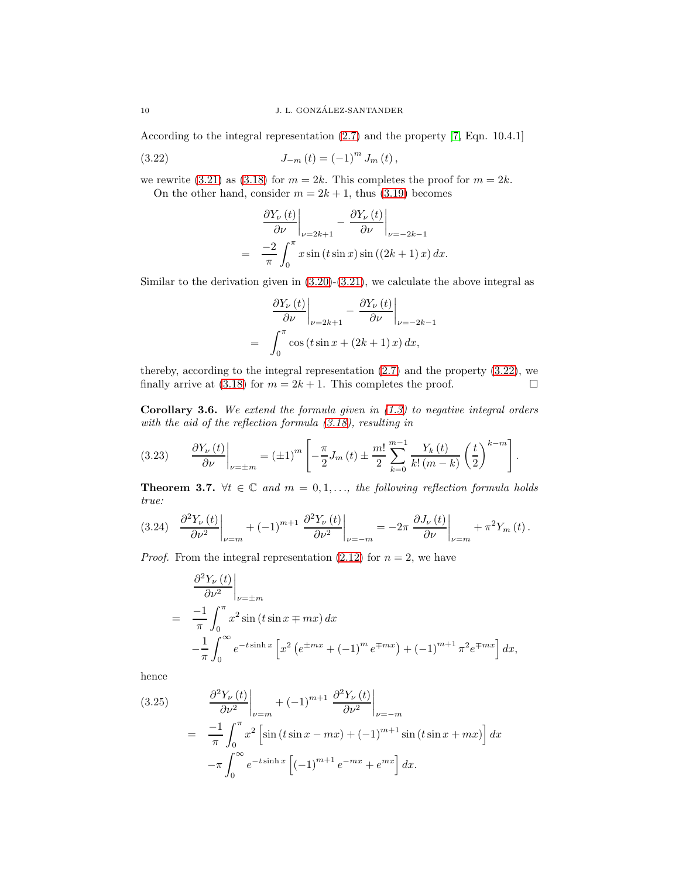According to the integral representation (2.7) and the property [7, Eqn. 10.4.1]

$$J_{-m}(t) = (-1)^m J_m(t), \tag{3.22}$$

we rewrite (3.21) as (3.18) for $m = 2k$. This completes the proof for $m = 2k$.

On the other hand, consider $m = 2k+1$, thus (3.19) becomes

$$\begin{aligned}
& \left.\frac{\partial Y_\nu(t)}{\partial \nu}\right|_{\nu=2k+1} - \left.\frac{\partial Y_\nu(t)}{\partial \nu}\right|_{\nu=-2k-1} \\
= \; & \frac{-2}{\pi}\int_0^\pi x \sin(t\sin x)\sin((2k+1)x)\,dx.
\end{aligned}$$

Similar to the derivation given in (3.20)-(3.21), we calculate the above integral as

$$\begin{aligned}
& \left.\frac{\partial Y_\nu(t)}{\partial \nu}\right|_{\nu=2k+1} - \left.\frac{\partial Y_\nu(t)}{\partial \nu}\right|_{\nu=-2k-1} \\
= \; & \int_0^\pi \cos(t\sin x + (2k+1)x)\,dx,
\end{aligned}$$

thereby, according to the integral representation (2.7) and the property (3.22), we finally arrive at (3.18) for $m = 2k+1$. This completes the proof. □

**Corollary 3.6.** *We extend the formula given in (1.3) to negative integral orders with the aid of the reflection formula (3.18), resulting in*

$$\left.\frac{\partial Y_\nu(t)}{\partial \nu}\right|_{\nu=\pm m} = (\pm 1)^m \left[-\frac{\pi}{2}J_m(t) \pm \frac{m!}{2}\sum_{k=0}^{m-1}\frac{Y_k(t)}{k!\,(m-k)}\left(\frac{t}{2}\right)^{k-m}\right]. \tag{3.23}$$

**Theorem 3.7.** *$\forall t \in \mathbb{C}$ and $m = 0, 1, \ldots$, the following reflection formula holds true:*

$$\left.\frac{\partial^2 Y_\nu(t)}{\partial \nu^2}\right|_{\nu=m} + (-1)^{m+1}\left.\frac{\partial^2 Y_\nu(t)}{\partial \nu^2}\right|_{\nu=-m} = -2\pi\left.\frac{\partial J_\nu(t)}{\partial \nu}\right|_{\nu=m} + \pi^2 Y_m(t). \tag{3.24}$$

*Proof.* From the integral representation (2.12) for $n = 2$, we have

$$\begin{aligned}
& \left.\frac{\partial^2 Y_\nu(t)}{\partial \nu^2}\right|_{\nu=\pm m} \\
= \; & \frac{-1}{\pi}\int_0^\pi x^2 \sin(t\sin x \mp mx)\,dx \\
& -\frac{1}{\pi}\int_0^\infty e^{-t\sinh x}\left[x^2\left(e^{\pm mx} + (-1)^m e^{\mp mx}\right) + (-1)^{m+1}\pi^2 e^{\mp mx}\right]dx,
\end{aligned}$$

hence

$$\begin{aligned}
& \left.\frac{\partial^2 Y_\nu(t)}{\partial \nu^2}\right|_{\nu=m} + (-1)^{m+1}\left.\frac{\partial^2 Y_\nu(t)}{\partial \nu^2}\right|_{\nu=-m} \\
= \; & \frac{-1}{\pi}\int_0^\pi x^2\left[\sin(t\sin x - mx) + (-1)^{m+1}\sin(t\sin x + mx)\right]dx \\
& -\pi\int_0^\infty e^{-t\sinh x}\left[(-1)^{m+1}e^{-mx} + e^{mx}\right]dx.
\end{aligned} \tag{3.25}$$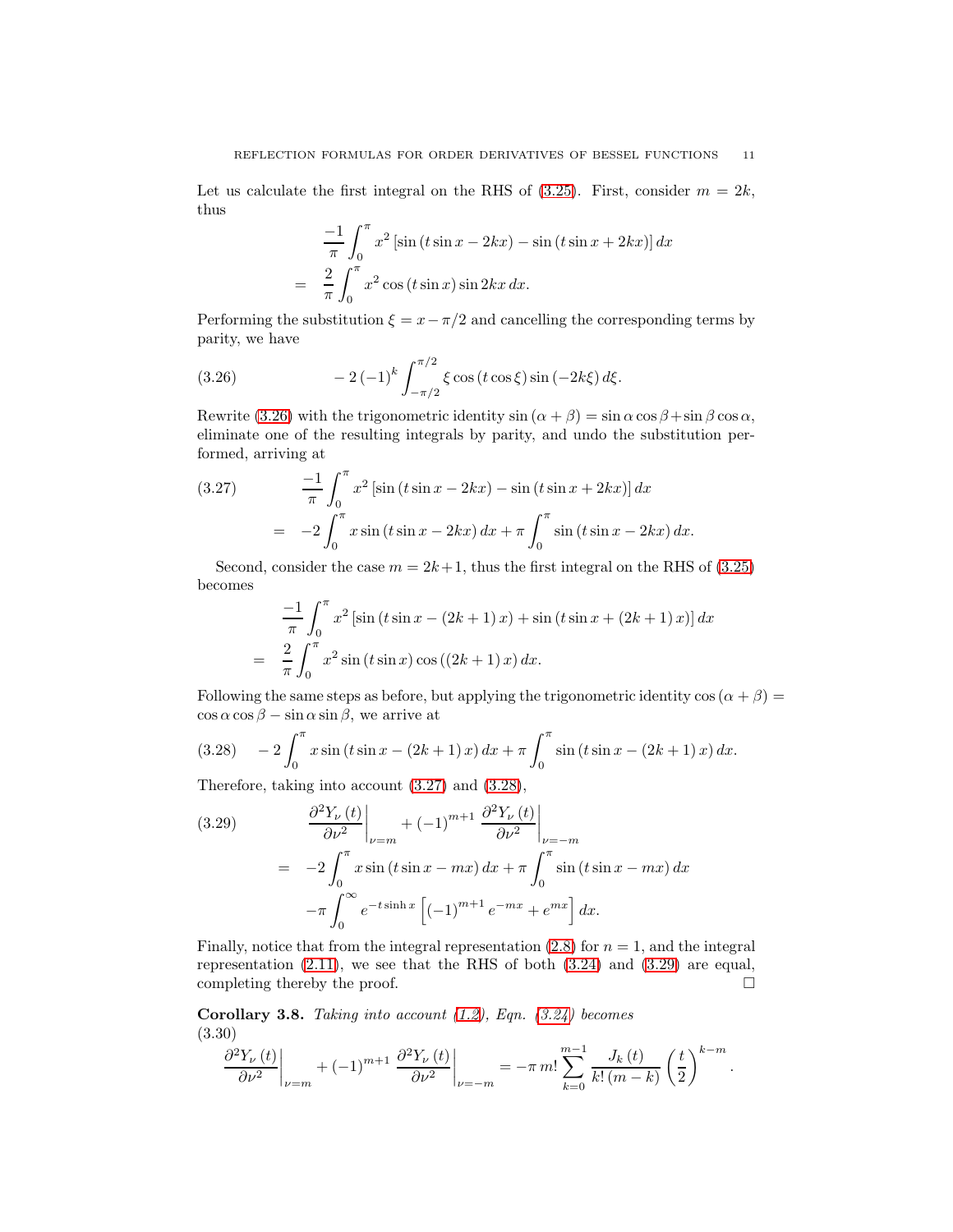Let us calculate the first integral on the RHS of (3.25). First, consider $m = 2k$, thus

$$
\begin{aligned}
& \frac{-1}{\pi}\int_0^\pi x^2 \left[\sin\left(t\sin x - 2kx\right) - \sin\left(t\sin x + 2kx\right)\right] dx \\
= \; & \frac{2}{\pi}\int_0^\pi x^2 \cos\left(t\sin x\right)\sin 2kx \, dx.
\end{aligned}
$$

Performing the substitution $\xi = x - \pi/2$ and cancelling the corresponding terms by parity, we have

$$
-2\left(-1\right)^k \int_{-\pi/2}^{\pi/2} \xi \cos\left(t\cos\xi\right)\sin\left(-2k\xi\right) d\xi. \tag{3.26}
$$

Rewrite (3.26) with the trigonometric identity $\sin\left(\alpha+\beta\right) = \sin\alpha\cos\beta + \sin\beta\cos\alpha$, eliminate one of the resulting integrals by parity, and undo the substitution performed, arriving at

$$
\begin{aligned}
& \frac{-1}{\pi}\int_0^\pi x^2 \left[\sin\left(t\sin x - 2kx\right) - \sin\left(t\sin x + 2kx\right)\right] dx \\
= \; & -2\int_0^\pi x \sin\left(t\sin x - 2kx\right) dx + \pi \int_0^\pi \sin\left(t\sin x - 2kx\right) dx.
\end{aligned} \tag{3.27}
$$

Second, consider the case $m = 2k+1$, thus the first integral on the RHS of (3.25) becomes

$$
\begin{aligned}
& \frac{-1}{\pi}\int_0^\pi x^2 \left[\sin\left(t\sin x - \left(2k+1\right)x\right) + \sin\left(t\sin x + \left(2k+1\right)x\right)\right] dx \\
= \; & \frac{2}{\pi}\int_0^\pi x^2 \sin\left(t\sin x\right)\cos\left(\left(2k+1\right)x\right) dx.
\end{aligned}
$$

Following the same steps as before, but applying the trigonometric identity $\cos\left(\alpha+\beta\right) = \cos\alpha\cos\beta - \sin\alpha\sin\beta$, we arrive at

$$
-2\int_0^\pi x \sin\left(t\sin x - \left(2k+1\right)x\right) dx + \pi\int_0^\pi \sin\left(t\sin x - \left(2k+1\right)x\right) dx. \tag{3.28}
$$

Therefore, taking into account (3.27) and (3.28),

$$
\begin{aligned}
& \left.\frac{\partial^2 Y_\nu\left(t\right)}{\partial\nu^2}\right|_{\nu=m} + \left(-1\right)^{m+1} \left.\frac{\partial^2 Y_\nu\left(t\right)}{\partial\nu^2}\right|_{\nu=-m} \\
= \; & -2\int_0^\pi x\sin\left(t\sin x - mx\right) dx + \pi\int_0^\pi \sin\left(t\sin x - mx\right) dx \\
& -\pi\int_0^\infty e^{-t\sinh x}\left[\left(-1\right)^{m+1} e^{-mx} + e^{mx}\right] dx.
\end{aligned} \tag{3.29}
$$

Finally, notice that from the integral representation (2.8) for $n = 1$, and the integral representation (2.11), we see that the RHS of both (3.24) and (3.29) are equal, completing thereby the proof. $\square$

**Corollary 3.8.** *Taking into account (1.2), Eqn. (3.24) becomes*

$$
\left.\frac{\partial^2 Y_\nu\left(t\right)}{\partial\nu^2}\right|_{\nu=m} + \left(-1\right)^{m+1} \left.\frac{\partial^2 Y_\nu\left(t\right)}{\partial\nu^2}\right|_{\nu=-m} = -\pi\, m! \sum_{k=0}^{m-1} \frac{J_k\left(t\right)}{k!\left(m-k\right)}\left(\frac{t}{2}\right)^{k-m}. \tag{3.30}
$$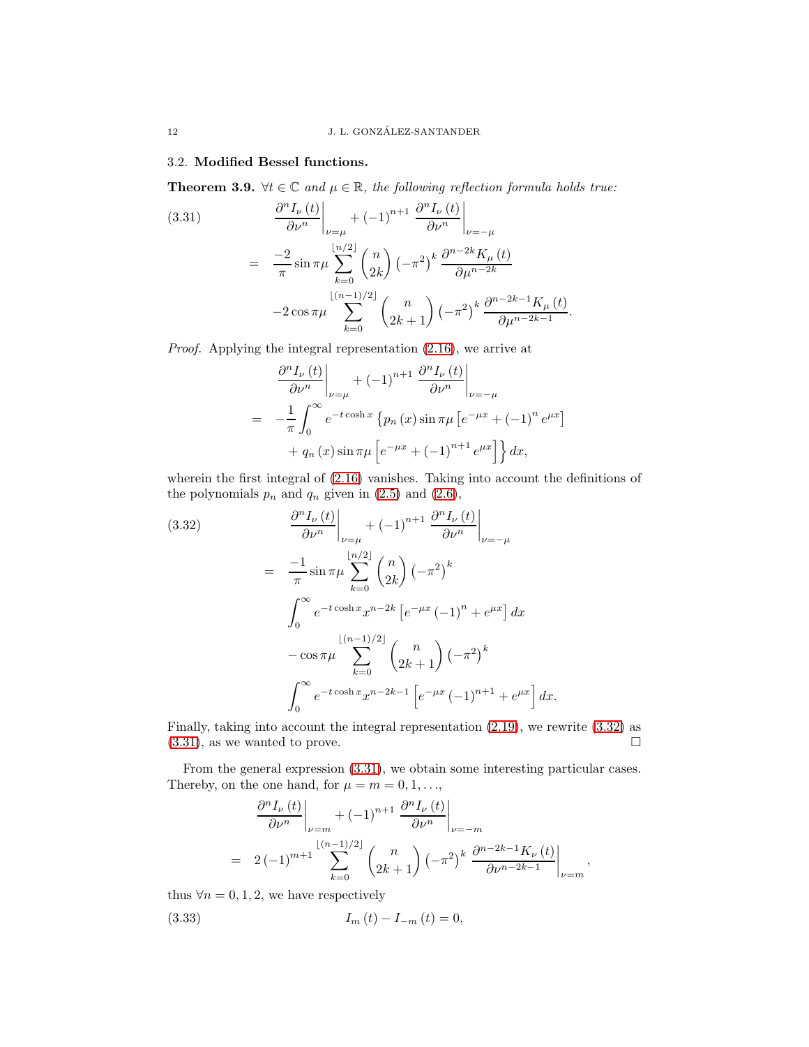## 3.2. Modified Bessel functions.

**Theorem 3.9.** *$\forall t\in\mathbb{C}$ and $\mu\in\mathbb{R}$, the following reflection formula holds true:*

$$
\begin{aligned}
&\left.\frac{\partial^n I_\nu(t)}{\partial\nu^n}\right|_{\nu=\mu}+(-1)^{n+1}\left.\frac{\partial^n I_\nu(t)}{\partial\nu^n}\right|_{\nu=-\mu} \\
=\;& \frac{-2}{\pi}\sin\pi\mu\sum_{k=0}^{\lfloor n/2\rfloor}\binom{n}{2k}\left(-\pi^2\right)^k\frac{\partial^{n-2k}K_\mu(t)}{\partial\mu^{n-2k}} \\
&-2\cos\pi\mu\sum_{k=0}^{\lfloor (n-1)/2\rfloor}\binom{n}{2k+1}\left(-\pi^2\right)^k\frac{\partial^{n-2k-1}K_\mu(t)}{\partial\mu^{n-2k-1}}.
\end{aligned}
\tag{3.31}
$$

*Proof.* Applying the integral representation (2.16), we arrive at

$$
\begin{aligned}
&\left.\frac{\partial^n I_\nu(t)}{\partial\nu^n}\right|_{\nu=\mu}+(-1)^{n+1}\left.\frac{\partial^n I_\nu(t)}{\partial\nu^n}\right|_{\nu=-\mu} \\
=\;& -\frac{1}{\pi}\int_0^\infty e^{-t\cosh x}\left\{p_n(x)\sin\pi\mu\left[e^{-\mu x}+(-1)^n e^{\mu x}\right]\right. \\
&\left.+\,q_n(x)\sin\pi\mu\left[e^{-\mu x}+(-1)^{n+1}e^{\mu x}\right]\right\}dx,
\end{aligned}
$$

wherein the first integral of (2.16) vanishes. Taking into account the definitions of the polynomials $p_n$ and $q_n$ given in (2.5) and (2.6),

$$
\begin{aligned}
&\left.\frac{\partial^n I_\nu(t)}{\partial\nu^n}\right|_{\nu=\mu}+(-1)^{n+1}\left.\frac{\partial^n I_\nu(t)}{\partial\nu^n}\right|_{\nu=-\mu} \\
=\;& \frac{-1}{\pi}\sin\pi\mu\sum_{k=0}^{\lfloor n/2\rfloor}\binom{n}{2k}\left(-\pi^2\right)^k \\
&\int_0^\infty e^{-t\cosh x}x^{n-2k}\left[e^{-\mu x}(-1)^n+e^{\mu x}\right]dx \\
&-\cos\pi\mu\sum_{k=0}^{\lfloor (n-1)/2\rfloor}\binom{n}{2k+1}\left(-\pi^2\right)^k \\
&\int_0^\infty e^{-t\cosh x}x^{n-2k-1}\left[e^{-\mu x}(-1)^{n+1}+e^{\mu x}\right]dx.
\end{aligned}
\tag{3.32}
$$

Finally, taking into account the integral representation (2.19), we rewrite (3.32) as (3.31), as we wanted to prove. $\square$

From the general expression (3.31), we obtain some interesting particular cases. Thereby, on the one hand, for $\mu=m=0,1,\ldots,$

$$
\begin{aligned}
&\left.\frac{\partial^n I_\nu(t)}{\partial\nu^n}\right|_{\nu=m}+(-1)^{n+1}\left.\frac{\partial^n I_\nu(t)}{\partial\nu^n}\right|_{\nu=-m} \\
=\;& 2(-1)^{m+1}\sum_{k=0}^{\lfloor (n-1)/2\rfloor}\binom{n}{2k+1}\left(-\pi^2\right)^k\left.\frac{\partial^{n-2k-1}K_\nu(t)}{\partial\nu^{n-2k-1}}\right|_{\nu=m},
\end{aligned}
$$

thus $\forall n=0,1,2$, we have respectively

$$
I_m(t)-I_{-m}(t)=0,
\tag{3.33}
$$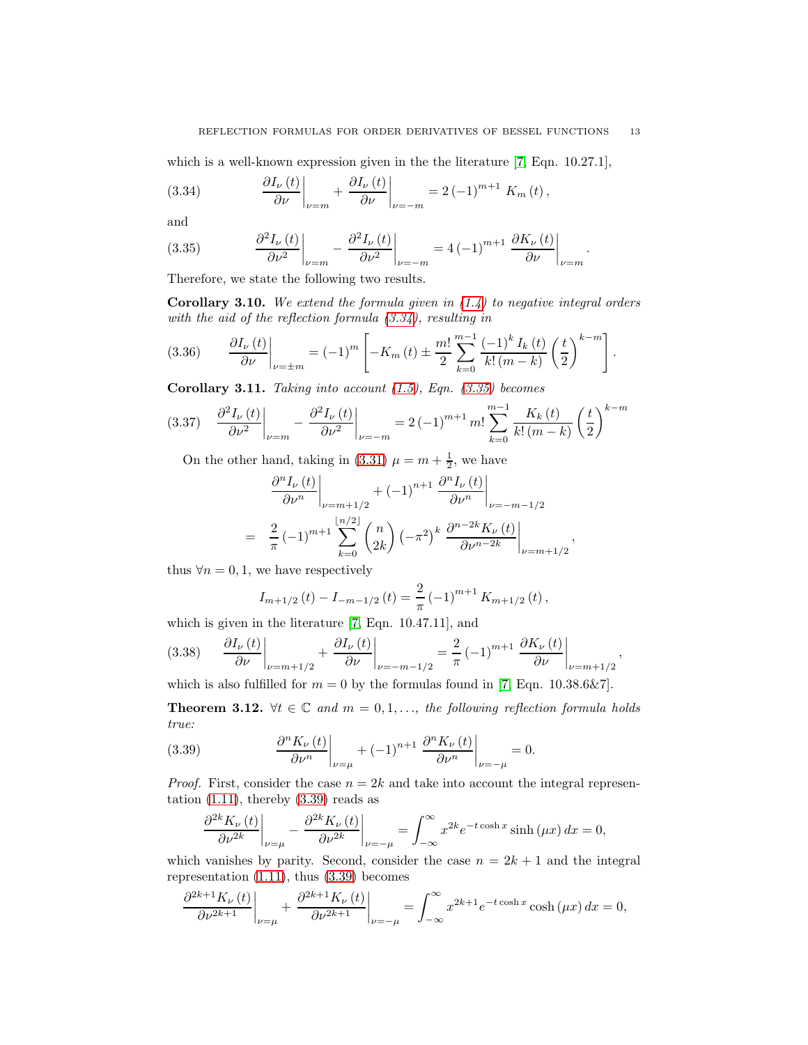which is a well-known expression given in the the literature [7, Eqn. 10.27.1],

$$\left.\frac{\partial I_{\nu}(t)}{\partial \nu}\right|_{\nu=m}+\left.\frac{\partial I_{\nu}(t)}{\partial \nu}\right|_{\nu=-m}=2(-1)^{m+1} K_{m}(t), \tag{3.34}$$

and

$$\left.\frac{\partial^{2} I_{\nu}(t)}{\partial \nu^{2}}\right|_{\nu=m}-\left.\frac{\partial^{2} I_{\nu}(t)}{\partial \nu^{2}}\right|_{\nu=-m}=4(-1)^{m+1}\left.\frac{\partial K_{\nu}(t)}{\partial \nu}\right|_{\nu=m}. \tag{3.35}$$

Therefore, we state the following two results.

**Corollary 3.10.** *We extend the formula given in (1.4) to negative integral orders with the aid of the reflection formula (3.34), resulting in*

$$\left.\frac{\partial I_{\nu}(t)}{\partial \nu}\right|_{\nu=\pm m}=(-1)^{m}\left[-K_{m}(t) \pm \frac{m!}{2} \sum_{k=0}^{m-1} \frac{(-1)^{k} I_{k}(t)}{k!(m-k)}\left(\frac{t}{2}\right)^{k-m}\right]. \tag{3.36}$$

**Corollary 3.11.** *Taking into account (1.5), Eqn. (3.35) becomes*

$$\left.\frac{\partial^{2} I_{\nu}(t)}{\partial \nu^{2}}\right|_{\nu=m}-\left.\frac{\partial^{2} I_{\nu}(t)}{\partial \nu^{2}}\right|_{\nu=-m}=2(-1)^{m+1} m! \sum_{k=0}^{m-1} \frac{K_{k}(t)}{k!(m-k)}\left(\frac{t}{2}\right)^{k-m} \tag{3.37}$$

On the other hand, taking in (3.31) $\mu=m+\frac{1}{2}$, we have

$$\begin{aligned}
&\left.\frac{\partial^{n} I_{\nu}(t)}{\partial \nu^{n}}\right|_{\nu=m+1/2}+(-1)^{n+1}\left.\frac{\partial^{n} I_{\nu}(t)}{\partial \nu^{n}}\right|_{\nu=-m-1/2} \\
=\;& \frac{2}{\pi}(-1)^{m+1} \sum_{k=0}^{\lfloor n/2\rfloor}\binom{n}{2k}\left(-\pi^{2}\right)^{k}\left.\frac{\partial^{n-2k} K_{\nu}(t)}{\partial \nu^{n-2k}}\right|_{\nu=m+1/2},
\end{aligned}$$

thus $\forall n=0,1$, we have respectively

$$I_{m+1/2}(t)-I_{-m-1/2}(t)=\frac{2}{\pi}(-1)^{m+1} K_{m+1/2}(t),$$

which is given in the literature [7, Eqn. 10.47.11], and

$$\left.\frac{\partial I_{\nu}(t)}{\partial \nu}\right|_{\nu=m+1/2}+\left.\frac{\partial I_{\nu}(t)}{\partial \nu}\right|_{\nu=-m-1/2}=\frac{2}{\pi}(-1)^{m+1}\left.\frac{\partial K_{\nu}(t)}{\partial \nu}\right|_{\nu=m+1/2}, \tag{3.38}$$

which is also fulfilled for $m=0$ by the formulas found in [7, Eqn. 10.38.6&7].

**Theorem 3.12.** *$\forall t \in \mathbb{C}$ and $m=0,1,\ldots$, the following reflection formula holds true:*

$$\left.\frac{\partial^{n} K_{\nu}(t)}{\partial \nu^{n}}\right|_{\nu=\mu}+(-1)^{n+1}\left.\frac{\partial^{n} K_{\nu}(t)}{\partial \nu^{n}}\right|_{\nu=-\mu}=0. \tag{3.39}$$

*Proof.* First, consider the case $n=2k$ and take into account the integral representation (1.11), thereby (3.39) reads as

$$\left.\frac{\partial^{2k} K_{\nu}(t)}{\partial \nu^{2k}}\right|_{\nu=\mu}-\left.\frac{\partial^{2k} K_{\nu}(t)}{\partial \nu^{2k}}\right|_{\nu=-\mu}=\int_{-\infty}^{\infty} x^{2k} e^{-t \cosh x} \sinh (\mu x)\, dx=0,$$

which vanishes by parity. Second, consider the case $n=2k+1$ and the integral representation (1.11), thus (3.39) becomes

$$\left.\frac{\partial^{2k+1} K_{\nu}(t)}{\partial \nu^{2k+1}}\right|_{\nu=\mu}+\left.\frac{\partial^{2k+1} K_{\nu}(t)}{\partial \nu^{2k+1}}\right|_{\nu=-\mu}=\int_{-\infty}^{\infty} x^{2k+1} e^{-t \cosh x} \cosh (\mu x)\, dx=0,$$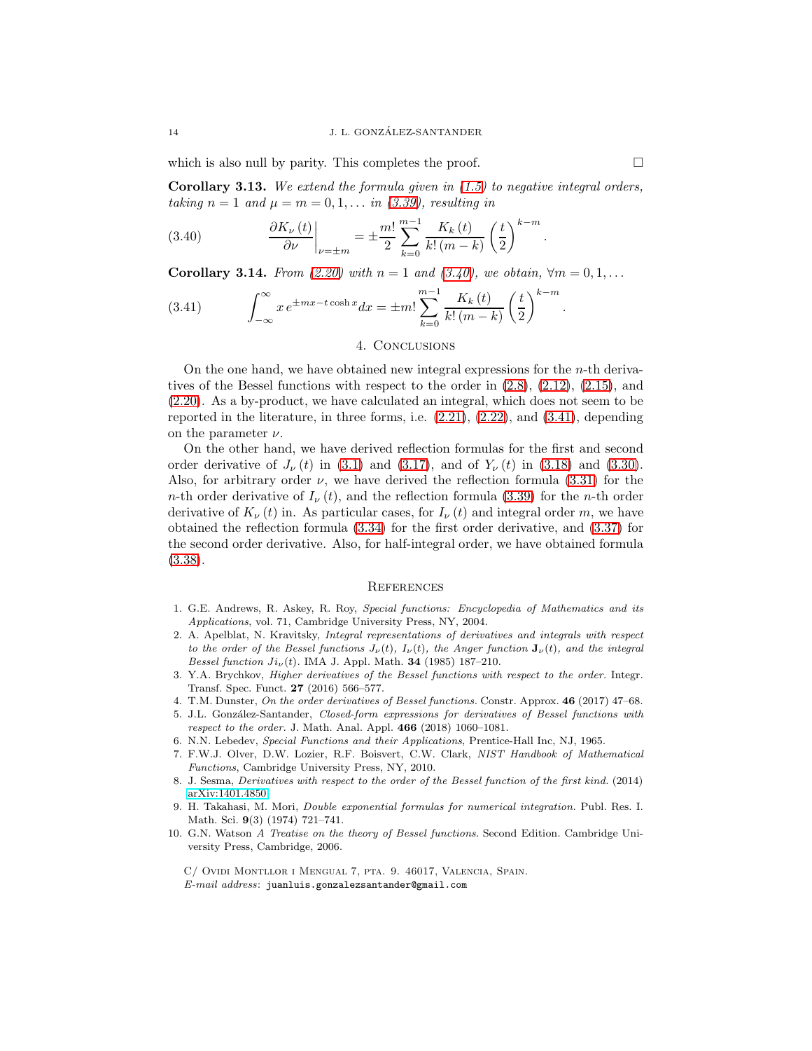which is also null by parity. This completes the proof. □

**Corollary 3.13.** *We extend the formula given in (1.5) to negative integral orders, taking $n = 1$ and $\mu = m = 0, 1, \ldots$ in (3.39), resulting in*

$$\left.\frac{\partial K_\nu(t)}{\partial \nu}\right|_{\nu=\pm m} = \pm\frac{m!}{2}\sum_{k=0}^{m-1}\frac{K_k(t)}{k!\,(m-k)}\left(\frac{t}{2}\right)^{k-m}. \tag{3.40}$$

**Corollary 3.14.** *From (2.20) with $n = 1$ and (3.40), we obtain, $\forall m = 0, 1, \ldots$*

$$\int_{-\infty}^{\infty} x\, e^{\pm mx - t\cosh x}dx = \pm m!\sum_{k=0}^{m-1}\frac{K_k(t)}{k!\,(m-k)}\left(\frac{t}{2}\right)^{k-m}. \tag{3.41}$$

## 4. Conclusions

On the one hand, we have obtained new integral expressions for the $n$-th derivatives of the Bessel functions with respect to the order in (2.8), (2.12), (2.15), and (2.20). As a by-product, we have calculated an integral, which does not seem to be reported in the literature, in three forms, i.e. (2.21), (2.22), and (3.41), depending on the parameter $\nu$.

On the other hand, we have derived reflection formulas for the first and second order derivative of $J_\nu(t)$ in (3.1) and (3.17), and of $Y_\nu(t)$ in (3.18) and (3.30). Also, for arbitrary order $\nu$, we have derived the reflection formula (3.31) for the $n$-th order derivative of $I_\nu(t)$, and the reflection formula (3.39) for the $n$-th order derivative of $K_\nu(t)$ in. As particular cases, for $I_\nu(t)$ and integral order $m$, we have obtained the reflection formula (3.34) for the first order derivative, and (3.37) for the second order derivative. Also, for half-integral order, we have obtained formula (3.38).

## References

1. G.E. Andrews, R. Askey, R. Roy, *Special functions: Encyclopedia of Mathematics and its Applications*, vol. 71, Cambridge University Press, NY, 2004.
2. A. Apelblat, N. Kravitsky, *Integral representations of derivatives and integrals with respect to the order of the Bessel functions $J_\nu(t)$, $I_\nu(t)$, the Anger function $\mathbf{J}_\nu(t)$, and the integral Bessel function $Ji_\nu(t)$*. IMA J. Appl. Math. **34** (1985) 187–210.
3. Y.A. Brychkov, *Higher derivatives of the Bessel functions with respect to the order*. Integr. Transf. Spec. Funct. **27** (2016) 566–577.
4. T.M. Dunster, *On the order derivatives of Bessel functions*. Constr. Approx. **46** (2017) 47–68.
5. J.L. González-Santander, *Closed-form expressions for derivatives of Bessel functions with respect to the order*. J. Math. Anal. Appl. **466** (2018) 1060–1081.
6. N.N. Lebedev, *Special Functions and their Applications*, Prentice-Hall Inc, NJ, 1965.
7. F.W.J. Olver, D.W. Lozier, R.F. Boisvert, C.W. Clark, *NIST Handbook of Mathematical Functions*, Cambridge University Press, NY, 2010.
8. J. Sesma, *Derivatives with respect to the order of the Bessel function of the first kind*. (2014) arXiv:1401.4850
9. H. Takahasi, M. Mori, *Double exponential formulas for numerical integration*. Publ. Res. I. Math. Sci. **9**(3) (1974) 721–741.
10. G.N. Watson *A Treatise on the theory of Bessel functions*. Second Edition. Cambridge University Press, Cambridge, 2006.

C/ Ovidi Montllor i Mengual 7, pta. 9. 46017, Valencia, Spain.
*E-mail address*: juanluis.gonzalezsantander@gmail.com